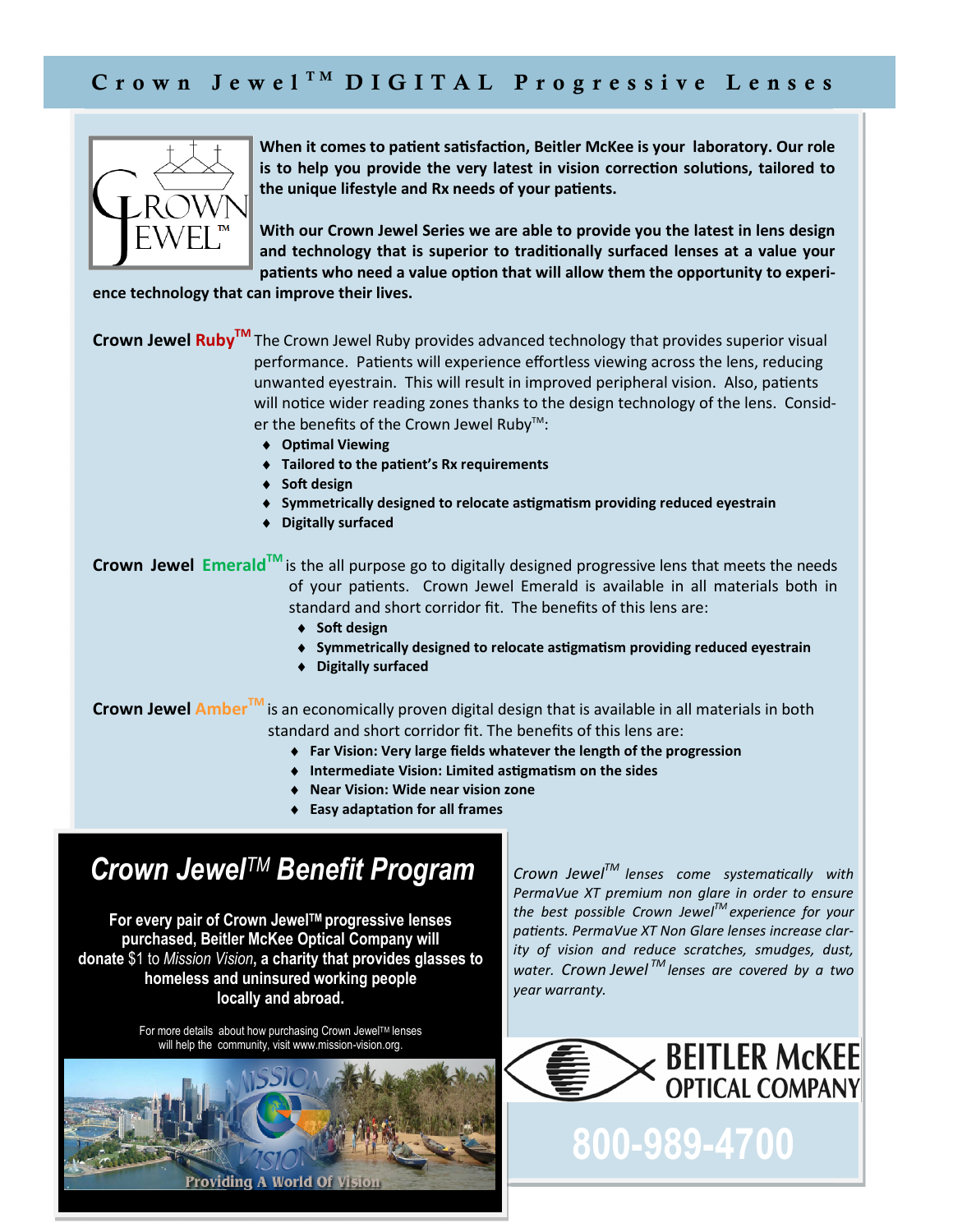# Crown Jewel™ DIGITAL Progressive Lenses

**When it comes to patient satisfaction, Beitler McKee is your laboratory. Our role is to help you provide the very latest in vision correction solutions, tailored to the unique lifestyle and Rx needs of your patients.**

**With our Crown Jewel Series we are able to provide you the latest in lens design and technology that is superior to traditionally surfaced lenses at a value your patients who need a value option that will allow them the opportunity to experience technology that can improve their lives.**

**Crown Jewel Ruby™** The Crown Jewel Ruby provides advanced technology that provides superior visual performance. Patients will experience effortless viewing across the lens, reducing unwanted eyestrain. This will result in improved peripheral vision. Also, patients will notice wider reading zones thanks to the design technology of the lens. Consider the benefits of the Crown Jewel Ruby™:

- **Optimal Viewing**
- **Tailored to the patient's Rx requirements**
- **Soft design**
- **Symmetrically designed to relocate astigmatism providing reduced eyestrain**
- **Digitally surfaced**

**Crown Jewel Emerald™** is the all purpose go to digitally designed progressive lens that meets the needs of your patients. Crown Jewel Emerald is available in all materials both in standard and short corridor fit. The benefits of this lens are:

- **Soft design**
- **Symmetrically designed to relocate astigmatism providing reduced eyestrain**
- **Digitally surfaced**

**Crown Jewel Amber™** is an economically proven digital design that is available in all materials in both standard and short corridor fit. The benefits of this lens are:

- **Far Vision: Very large fields whatever the length of the progression**
- **Intermediate Vision: Limited astigmatism on the sides**
- **Near Vision: Wide near vision zone**
- **Easy adaptation for all frames**

## *Crown Jewel™ Benefit Program*

**For every pair of Crown Jewel™ progressive lenses purchased, Beitler McKee Optical Company will donate** $1 to *Mission Vision*, **a charity that provides glasses to homeless and uninsured working people locally and abroad.**

For more details about how purchasing Crown Jewel™ lenses will help the community, visit www.mission-vision.org.

Providing A World Of Vision

*Crown Jewel™ lenses come systematically with PermaVue XT premium non glare in order to ensure the best possible Crown Jewel™ experience for your patients. PermaVue XT Non Glare lenses increase clarity of vision and reduce scratches, smudges, dust, water. Crown Jewel™ lenses are covered by a two year warranty.*

**BEITLER McKEE OPTICAL COMPANY**

**800-989-4700**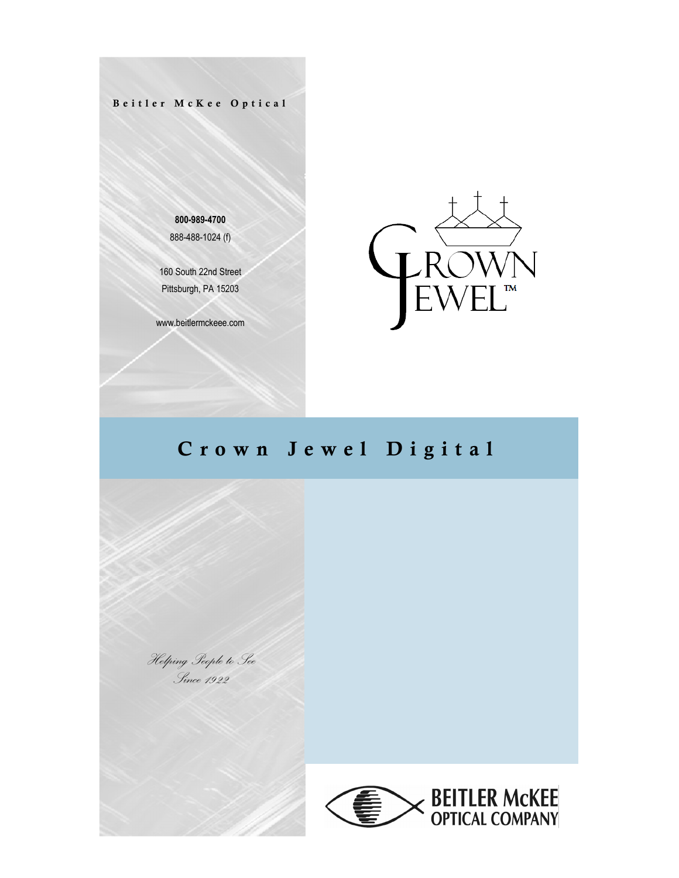Beitler McKee Optical

**800-989-4700**

888-488-1024 (f)

160 South 22nd Street

Pittsburgh, PA 15203

www.beitlermckeee.com

CROWN JEWEL™

# Crown Jewel Digital

*Helping People to See*
*Since 1922*

BEITLER McKEE OPTICAL COMPANY